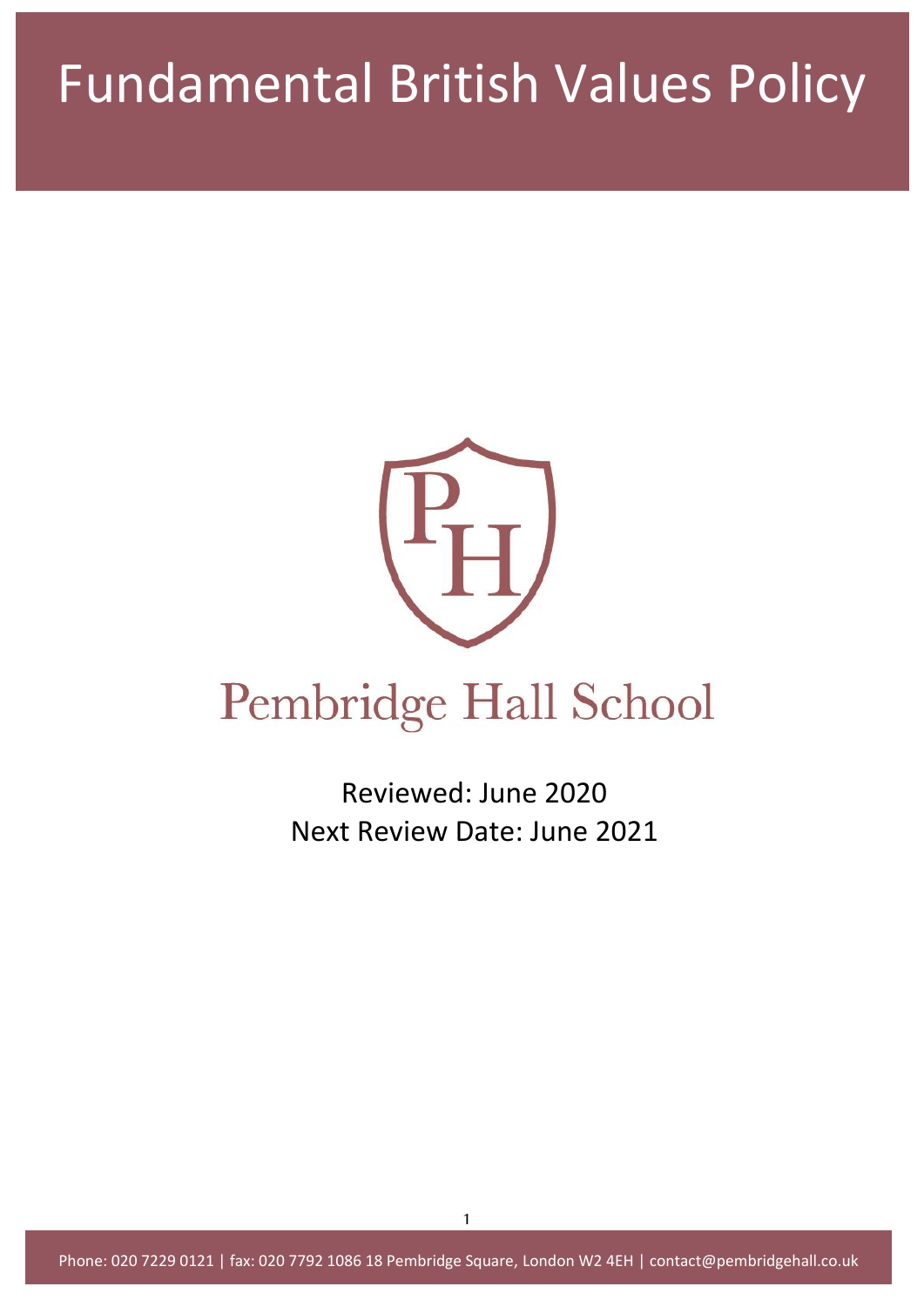# Fundamental British Values Policy

Pembridge Hall School

Reviewed: June 2020

Next Review Date: June 2021

Phone: 020 7229 0121 | fax: 020 7792 1086 18 Pembridge Square, London W2 4EH | contact@pembridgehall.co.uk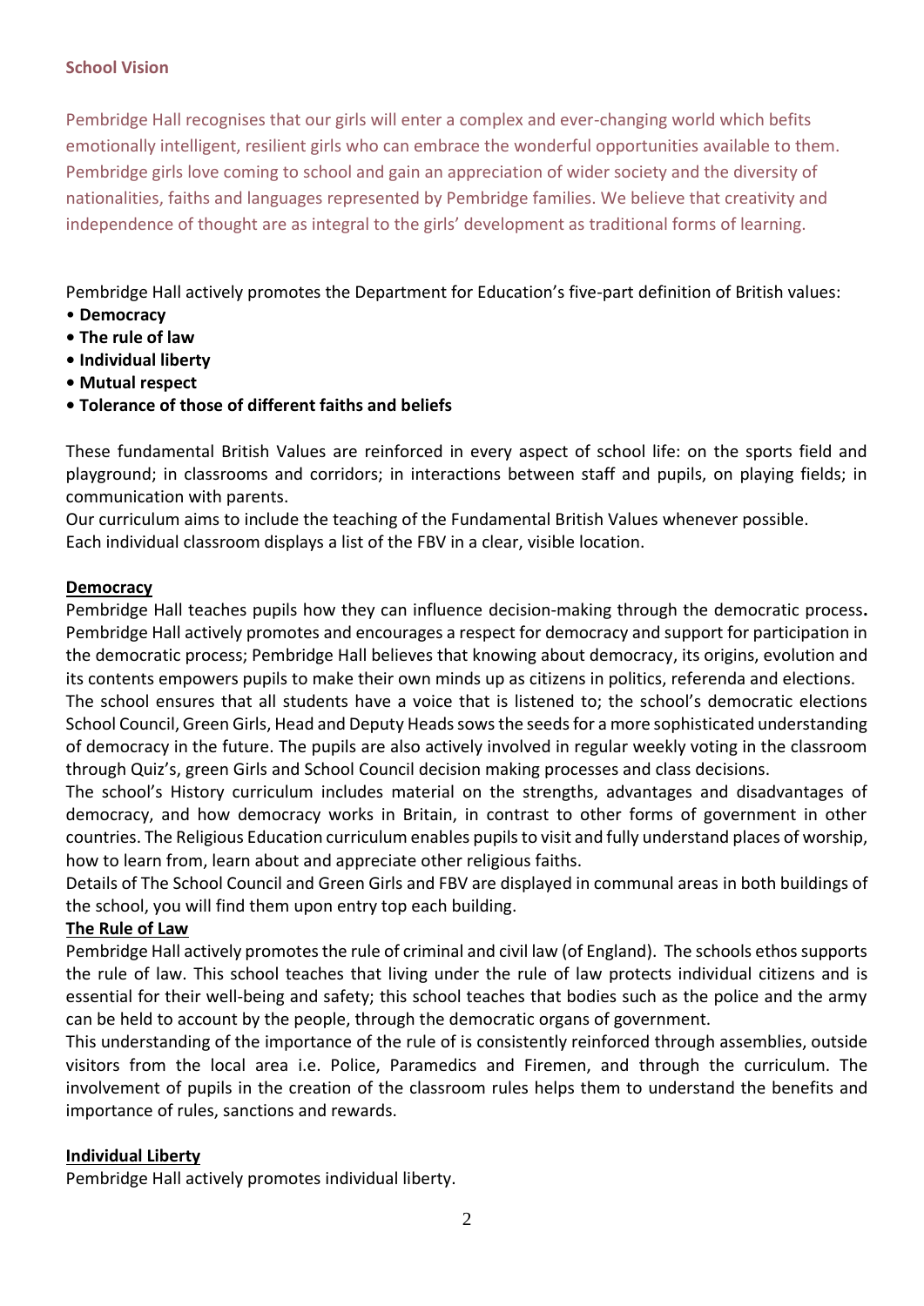**School Vision**

Pembridge Hall recognises that our girls will enter a complex and ever-changing world which befits emotionally intelligent, resilient girls who can embrace the wonderful opportunities available to them. Pembridge girls love coming to school and gain an appreciation of wider society and the diversity of nationalities, faiths and languages represented by Pembridge families. We believe that creativity and independence of thought are as integral to the girls' development as traditional forms of learning.

Pembridge Hall actively promotes the Department for Education's five-part definition of British values:

- **Democracy**
- **The rule of law**
- **Individual liberty**
- **Mutual respect**
- **Tolerance of those of different faiths and beliefs**

These fundamental British Values are reinforced in every aspect of school life: on the sports field and playground; in classrooms and corridors; in interactions between staff and pupils, on playing fields; in communication with parents.

Our curriculum aims to include the teaching of the Fundamental British Values whenever possible.

Each individual classroom displays a list of the FBV in a clear, visible location.

**Democracy**

Pembridge Hall teaches pupils how they can influence decision-making through the democratic process**.** Pembridge Hall actively promotes and encourages a respect for democracy and support for participation in the democratic process; Pembridge Hall believes that knowing about democracy, its origins, evolution and its contents empowers pupils to make their own minds up as citizens in politics, referenda and elections.

The school ensures that all students have a voice that is listened to; the school's democratic elections School Council, Green Girls, Head and Deputy Heads sows the seeds for a more sophisticated understanding of democracy in the future. The pupils are also actively involved in regular weekly voting in the classroom through Quiz's, green Girls and School Council decision making processes and class decisions.

The school's History curriculum includes material on the strengths, advantages and disadvantages of democracy, and how democracy works in Britain, in contrast to other forms of government in other countries. The Religious Education curriculum enables pupils to visit and fully understand places of worship, how to learn from, learn about and appreciate other religious faiths.

Details of The School Council and Green Girls and FBV are displayed in communal areas in both buildings of the school, you will find them upon entry top each building.

**The Rule of Law**

Pembridge Hall actively promotes the rule of criminal and civil law (of England). The schools ethos supports the rule of law. This school teaches that living under the rule of law protects individual citizens and is essential for their well-being and safety; this school teaches that bodies such as the police and the army can be held to account by the people, through the democratic organs of government.

This understanding of the importance of the rule of is consistently reinforced through assemblies, outside visitors from the local area i.e. Police, Paramedics and Firemen, and through the curriculum. The involvement of pupils in the creation of the classroom rules helps them to understand the benefits and importance of rules, sanctions and rewards.

**Individual Liberty**

Pembridge Hall actively promotes individual liberty.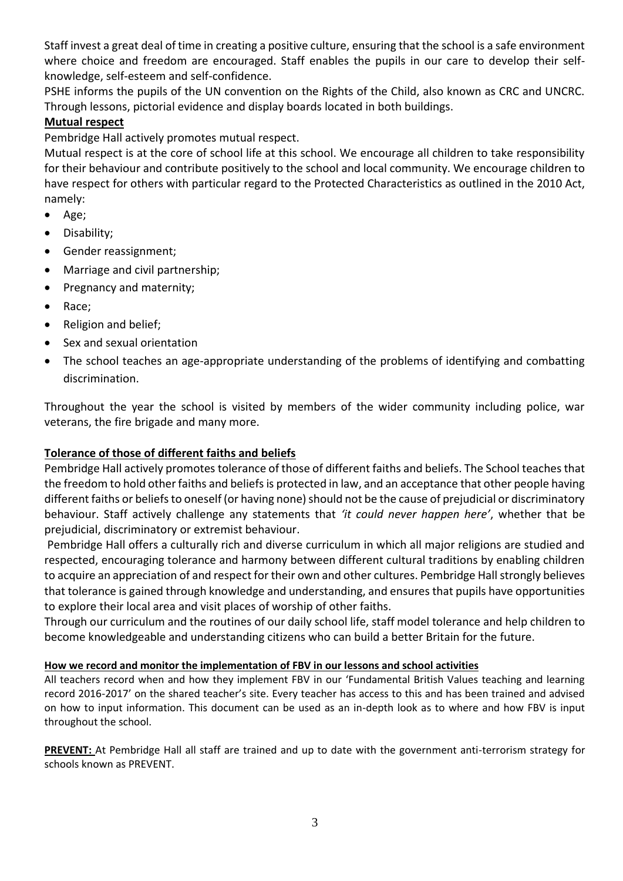Staff invest a great deal of time in creating a positive culture, ensuring that the school is a safe environment where choice and freedom are encouraged. Staff enables the pupils in our care to develop their self-knowledge, self-esteem and self-confidence.

PSHE informs the pupils of the UN convention on the Rights of the Child, also known as CRC and UNCRC. Through lessons, pictorial evidence and display boards located in both buildings.

**Mutual respect**

Pembridge Hall actively promotes mutual respect.

Mutual respect is at the core of school life at this school. We encourage all children to take responsibility for their behaviour and contribute positively to the school and local community. We encourage children to have respect for others with particular regard to the Protected Characteristics as outlined in the 2010 Act, namely:

- Age;
- Disability;
- Gender reassignment;
- Marriage and civil partnership;
- Pregnancy and maternity;
- Race;
- Religion and belief;
- Sex and sexual orientation
- The school teaches an age-appropriate understanding of the problems of identifying and combatting discrimination.

Throughout the year the school is visited by members of the wider community including police, war veterans, the fire brigade and many more.

**Tolerance of those of different faiths and beliefs**

Pembridge Hall actively promotes tolerance of those of different faiths and beliefs. The School teaches that the freedom to hold other faiths and beliefs is protected in law, and an acceptance that other people having different faiths or beliefs to oneself (or having none) should not be the cause of prejudicial or discriminatory behaviour. Staff actively challenge any statements that *'it could never happen here'*, whether that be prejudicial, discriminatory or extremist behaviour.

Pembridge Hall offers a culturally rich and diverse curriculum in which all major religions are studied and respected, encouraging tolerance and harmony between different cultural traditions by enabling children to acquire an appreciation of and respect for their own and other cultures. Pembridge Hall strongly believes that tolerance is gained through knowledge and understanding, and ensures that pupils have opportunities to explore their local area and visit places of worship of other faiths.

Through our curriculum and the routines of our daily school life, staff model tolerance and help children to become knowledgeable and understanding citizens who can build a better Britain for the future.

**How we record and monitor the implementation of FBV in our lessons and school activities**

All teachers record when and how they implement FBV in our 'Fundamental British Values teaching and learning record 2016-2017' on the shared teacher's site. Every teacher has access to this and has been trained and advised on how to input information. This document can be used as an in-depth look as to where and how FBV is input throughout the school.

**PREVENT:** At Pembridge Hall all staff are trained and up to date with the government anti-terrorism strategy for schools known as PREVENT.